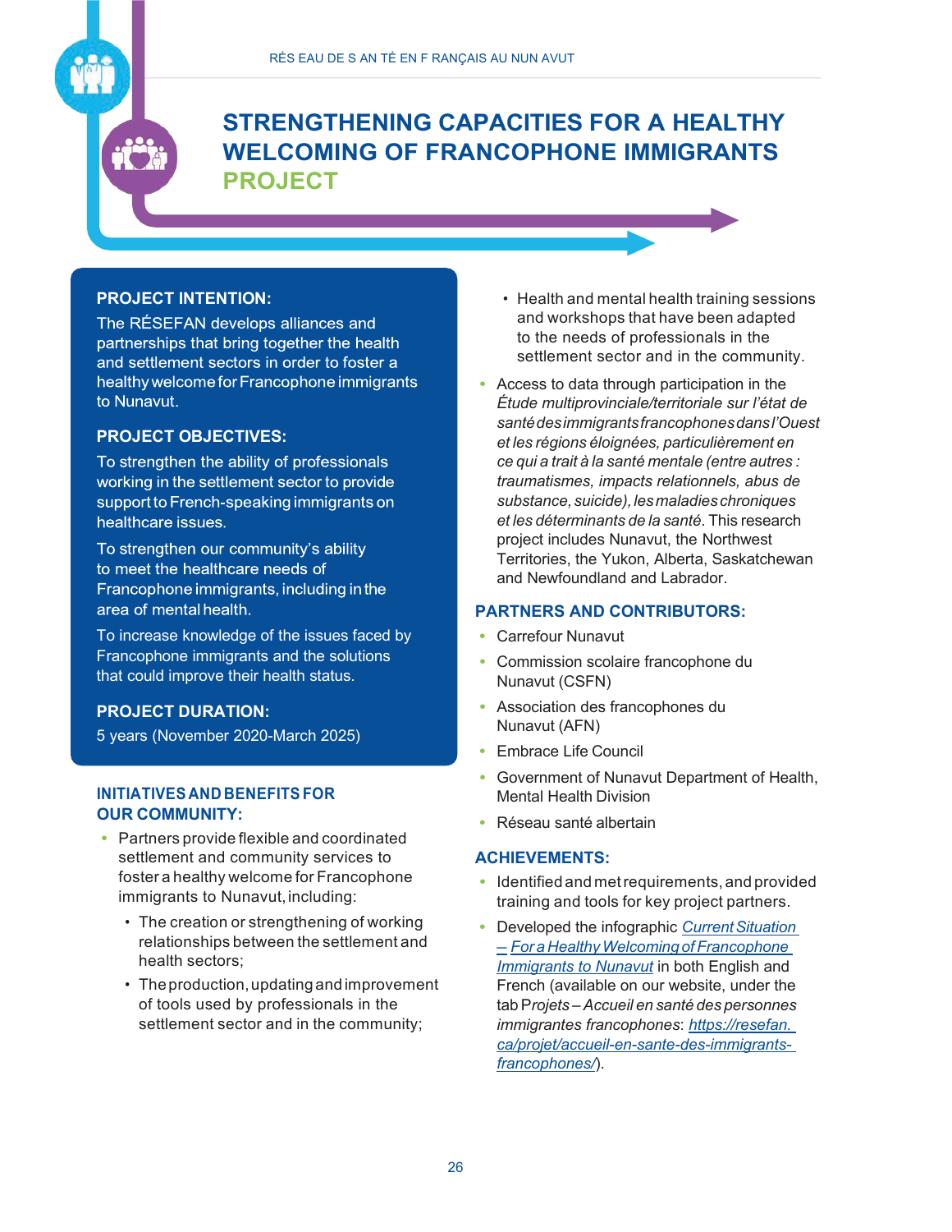# STRENGTHENING CAPACITIES FOR A HEALTHY WELCOMING OF FRANCOPHONE IMMIGRANTS PROJECT

## PROJECT INTENTION:

The RÉSEFAN develops alliances and partnerships that bring together the health and settlement sectors in order to foster a healthy welcome for Francophone immigrants to Nunavut.

## PROJECT OBJECTIVES:

To strengthen the ability of professionals working in the settlement sector to provide support to French-speaking immigrants on healthcare issues.

To strengthen our community's ability to meet the healthcare needs of Francophone immigrants, including in the area of mental health.

To increase knowledge of the issues faced by Francophone immigrants and the solutions that could improve their health status.

## PROJECT DURATION:

5 years (November 2020-March 2025)

## INITIATIVES AND BENEFITS FOR OUR COMMUNITY:

- Partners provide flexible and coordinated settlement and community services to foster a healthy welcome for Francophone immigrants to Nunavut, including:
  - The creation or strengthening of working relationships between the settlement and health sectors;
  - The production, updating and improvement of tools used by professionals in the settlement sector and in the community;
  - Health and mental health training sessions and workshops that have been adapted to the needs of professionals in the settlement sector and in the community.
- Access to data through participation in the *Étude multiprovinciale/territoriale sur l'état de santé des immigrants francophones dans l'Ouest et les régions éloignées, particulièrement en ce qui a trait à la santé mentale (entre autres : traumatismes, impacts relationnels, abus de substance, suicide), les maladies chroniques et les déterminants de la santé*. This research project includes Nunavut, the Northwest Territories, the Yukon, Alberta, Saskatchewan and Newfoundland and Labrador.

## PARTNERS AND CONTRIBUTORS:

- Carrefour Nunavut
- Commission scolaire francophone du Nunavut (CSFN)
- Association des francophones du Nunavut (AFN)
- Embrace Life Council
- Government of Nunavut Department of Health, Mental Health Division
- Réseau santé albertain

## ACHIEVEMENTS:

- Identified and met requirements, and provided training and tools for key project partners.
- Developed the infographic *Current Situation – For a Healthy Welcoming of Francophone Immigrants to Nunavut* in both English and French (available on our website, under the tab Projets – *Accueil en santé des personnes immigrantes francophones*: *https://resefan.ca/projet/accueil-en-sante-des-immigrants-francophones/*).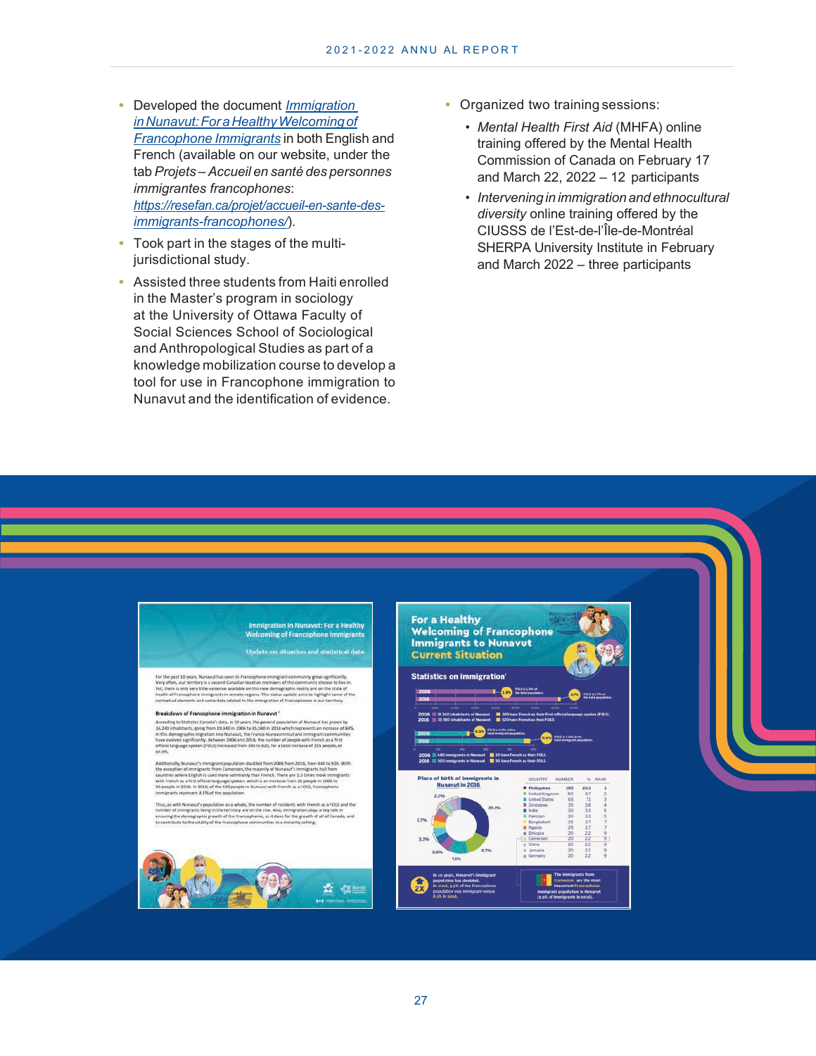- Developed the document [*Immigration in Nunavut: For a Healthy Welcoming of Francophone Immigrants*](https://resefan.ca/projet/accueil-en-sante-des-immigrants-francophones/) in both English and French (available on our website, under the tab *Projets – Accueil en santé des personnes immigrantes francophones*: [https://resefan.ca/projet/accueil-en-sante-des-immigrants-francophones/](https://resefan.ca/projet/accueil-en-sante-des-immigrants-francophones/)).
- Took part in the stages of the multi-jurisdictional study.
- Assisted three students from Haiti enrolled in the Master's program in sociology at the University of Ottawa Faculty of Social Sciences School of Sociological and Anthropological Studies as part of a knowledge mobilization course to develop a tool for use in Francophone immigration to Nunavut and the identification of evidence.
- Organized two training sessions:
  - *Mental Health First Aid* (MHFA) online training offered by the Mental Health Commission of Canada on February 17 and March 22, 2022 – 12 participants
  - *Intervening in immigration and ethnocultural diversity* online training offered by the CIUSSS de l'Est-de-l'Île-de-Montréal SHERPA University Institute in February and March 2022 – three participants